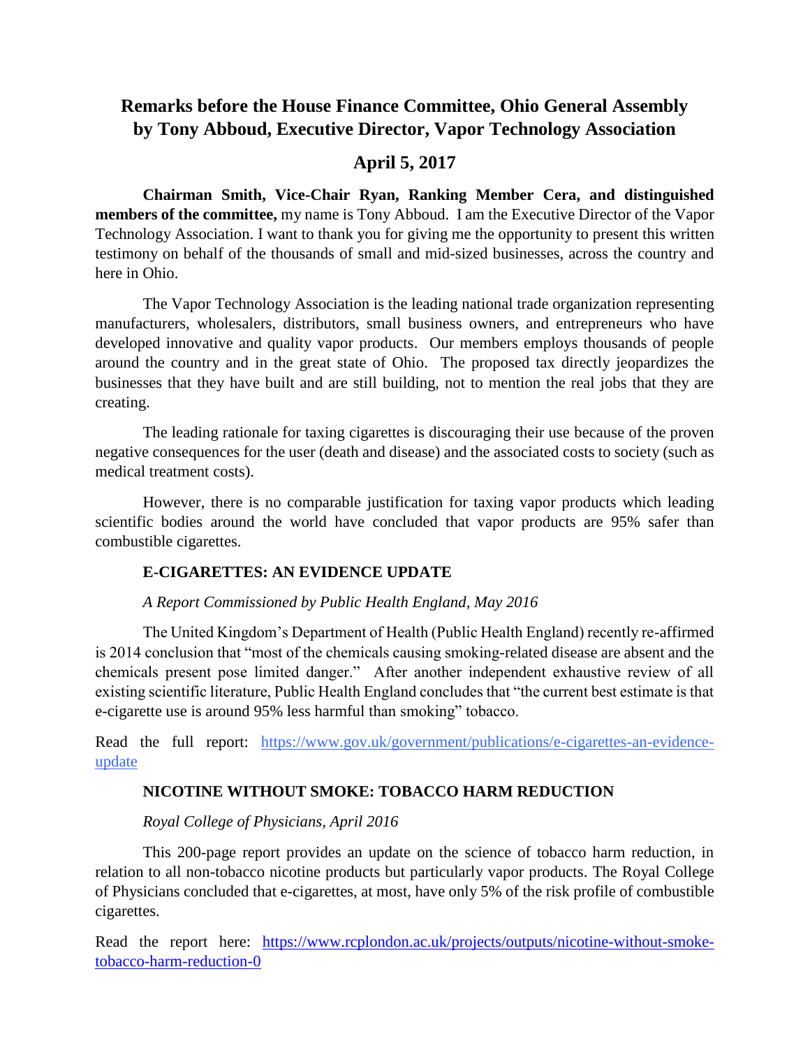# Remarks before the House Finance Committee, Ohio General Assembly by Tony Abboud, Executive Director, Vapor Technology Association

## April 5, 2017

**Chairman Smith, Vice-Chair Ryan, Ranking Member Cera, and distinguished members of the committee,** my name is Tony Abboud. I am the Executive Director of the Vapor Technology Association. I want to thank you for giving me the opportunity to present this written testimony on behalf of the thousands of small and mid-sized businesses, across the country and here in Ohio.

The Vapor Technology Association is the leading national trade organization representing manufacturers, wholesalers, distributors, small business owners, and entrepreneurs who have developed innovative and quality vapor products. Our members employs thousands of people around the country and in the great state of Ohio. The proposed tax directly jeopardizes the businesses that they have built and are still building, not to mention the real jobs that they are creating.

The leading rationale for taxing cigarettes is discouraging their use because of the proven negative consequences for the user (death and disease) and the associated costs to society (such as medical treatment costs).

However, there is no comparable justification for taxing vapor products which leading scientific bodies around the world have concluded that vapor products are 95% safer than combustible cigarettes.

### E-CIGARETTES: AN EVIDENCE UPDATE

*A Report Commissioned by Public Health England, May 2016*

The United Kingdom's Department of Health (Public Health England) recently re-affirmed is 2014 conclusion that "most of the chemicals causing smoking-related disease are absent and the chemicals present pose limited danger." After another independent exhaustive review of all existing scientific literature, Public Health England concludes that "the current best estimate is that e-cigarette use is around 95% less harmful than smoking" tobacco.

Read the full report: https://www.gov.uk/government/publications/e-cigarettes-an-evidence-update

### NICOTINE WITHOUT SMOKE: TOBACCO HARM REDUCTION

*Royal College of Physicians, April 2016*

This 200-page report provides an update on the science of tobacco harm reduction, in relation to all non-tobacco nicotine products but particularly vapor products. The Royal College of Physicians concluded that e-cigarettes, at most, have only 5% of the risk profile of combustible cigarettes.

Read the report here: https://www.rcplondon.ac.uk/projects/outputs/nicotine-without-smoke-tobacco-harm-reduction-0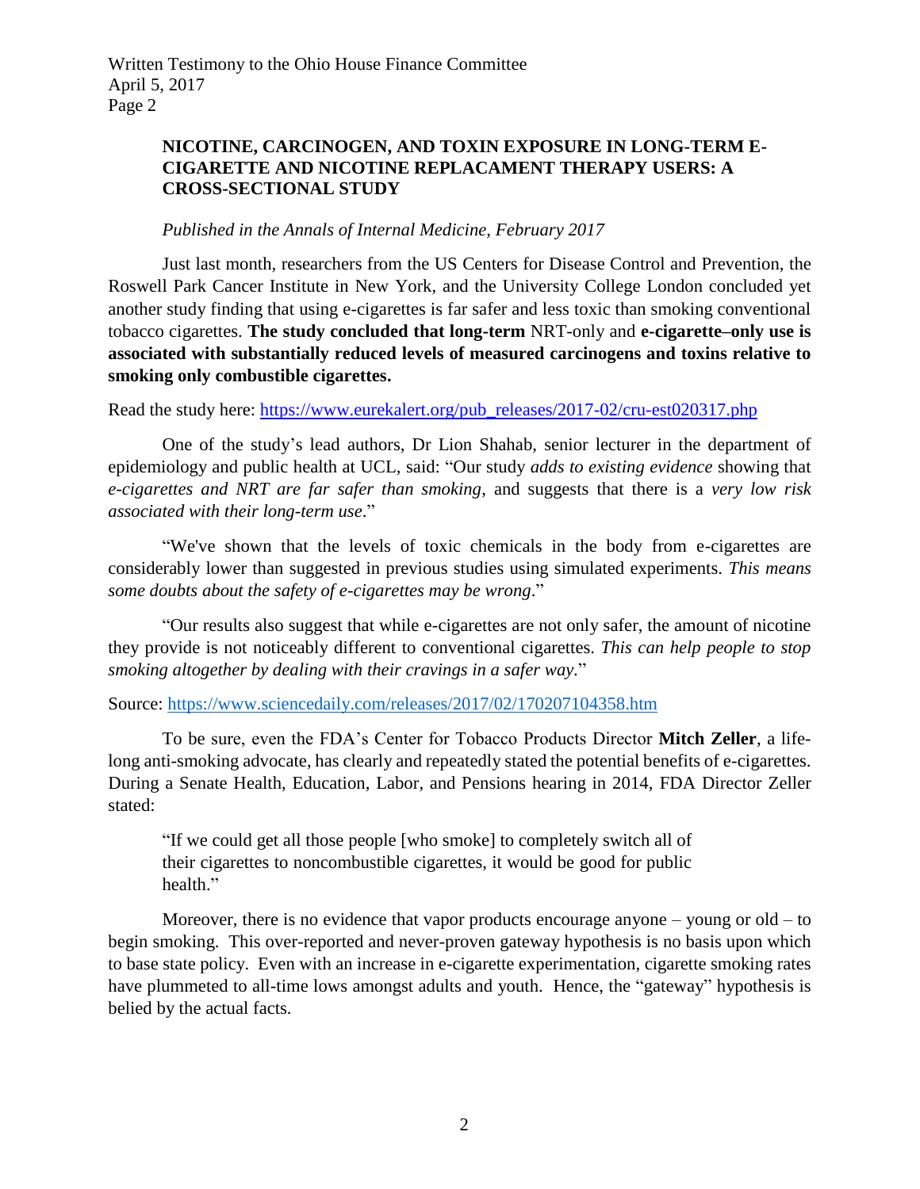## NICOTINE, CARCINOGEN, AND TOXIN EXPOSURE IN LONG-TERM E-CIGARETTE AND NICOTINE REPLACAMENT THERAPY USERS: A CROSS-SECTIONAL STUDY

*Published in the Annals of Internal Medicine, February 2017*

Just last month, researchers from the US Centers for Disease Control and Prevention, the Roswell Park Cancer Institute in New York, and the University College London concluded yet another study finding that using e-cigarettes is far safer and less toxic than smoking conventional tobacco cigarettes. **The study concluded that long-term** NRT-only and **e-cigarette–only use is associated with substantially reduced levels of measured carcinogens and toxins relative to smoking only combustible cigarettes.**

Read the study here: [https://www.eurekalert.org/pub_releases/2017-02/cru-est020317.php](https://www.eurekalert.org/pub_releases/2017-02/cru-est020317.php)

One of the study's lead authors, Dr Lion Shahab, senior lecturer in the department of epidemiology and public health at UCL, said: "Our study *adds to existing evidence* showing that *e-cigarettes and NRT are far safer than smoking*, and suggests that there is a *very low risk associated with their long-term use*."

"We've shown that the levels of toxic chemicals in the body from e-cigarettes are considerably lower than suggested in previous studies using simulated experiments. *This means some doubts about the safety of e-cigarettes may be wrong*."

"Our results also suggest that while e-cigarettes are not only safer, the amount of nicotine they provide is not noticeably different to conventional cigarettes. *This can help people to stop smoking altogether by dealing with their cravings in a safer way*."

Source: [https://www.sciencedaily.com/releases/2017/02/170207104358.htm](https://www.sciencedaily.com/releases/2017/02/170207104358.htm)

To be sure, even the FDA's Center for Tobacco Products Director **Mitch Zeller**, a life-long anti-smoking advocate, has clearly and repeatedly stated the potential benefits of e-cigarettes. During a Senate Health, Education, Labor, and Pensions hearing in 2014, FDA Director Zeller stated:

> "If we could get all those people [who smoke] to completely switch all of their cigarettes to noncombustible cigarettes, it would be good for public health."

Moreover, there is no evidence that vapor products encourage anyone – young or old – to begin smoking. This over-reported and never-proven gateway hypothesis is no basis upon which to base state policy. Even with an increase in e-cigarette experimentation, cigarette smoking rates have plummeted to all-time lows amongst adults and youth. Hence, the "gateway" hypothesis is belied by the actual facts.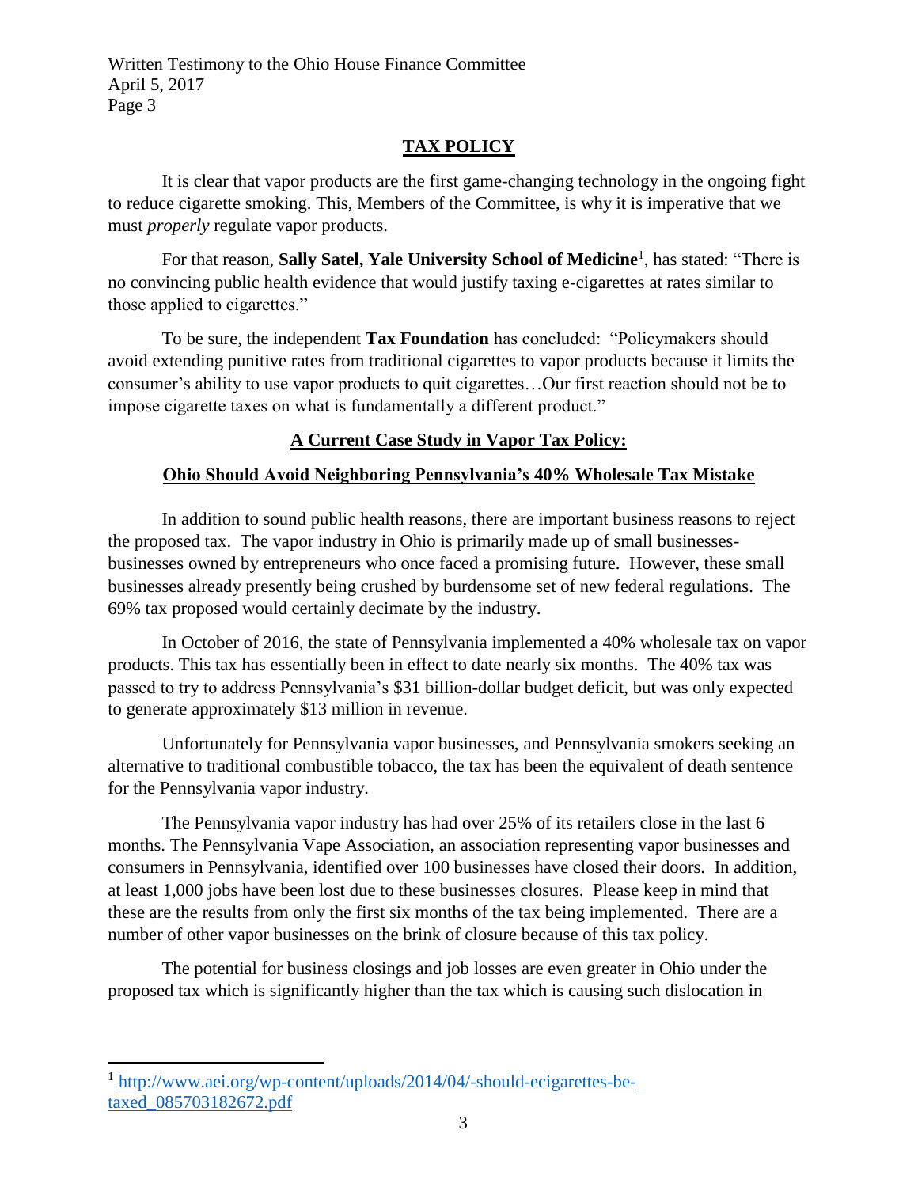## TAX POLICY

It is clear that vapor products are the first game-changing technology in the ongoing fight to reduce cigarette smoking. This, Members of the Committee, is why it is imperative that we must *properly* regulate vapor products.

For that reason, **Sally Satel, Yale University School of Medicine**[1], has stated: "There is no convincing public health evidence that would justify taxing e-cigarettes at rates similar to those applied to cigarettes."

To be sure, the independent **Tax Foundation** has concluded: "Policymakers should avoid extending punitive rates from traditional cigarettes to vapor products because it limits the consumer's ability to use vapor products to quit cigarettes…Our first reaction should not be to impose cigarette taxes on what is fundamentally a different product."

### A Current Case Study in Vapor Tax Policy:

### Ohio Should Avoid Neighboring Pennsylvania's 40% Wholesale Tax Mistake

In addition to sound public health reasons, there are important business reasons to reject the proposed tax. The vapor industry in Ohio is primarily made up of small businesses-businesses owned by entrepreneurs who once faced a promising future. However, these small businesses already presently being crushed by burdensome set of new federal regulations. The 69% tax proposed would certainly decimate by the industry.

In October of 2016, the state of Pennsylvania implemented a 40% wholesale tax on vapor products. This tax has essentially been in effect to date nearly six months. The 40% tax was passed to try to address Pennsylvania's $31 billion-dollar budget deficit, but was only expected to generate approximately $13 million in revenue.

Unfortunately for Pennsylvania vapor businesses, and Pennsylvania smokers seeking an alternative to traditional combustible tobacco, the tax has been the equivalent of death sentence for the Pennsylvania vapor industry.

The Pennsylvania vapor industry has had over 25% of its retailers close in the last 6 months. The Pennsylvania Vape Association, an association representing vapor businesses and consumers in Pennsylvania, identified over 100 businesses have closed their doors. In addition, at least 1,000 jobs have been lost due to these businesses closures. Please keep in mind that these are the results from only the first six months of the tax being implemented. There are a number of other vapor businesses on the brink of closure because of this tax policy.

The potential for business closings and job losses are even greater in Ohio under the proposed tax which is significantly higher than the tax which is causing such dislocation in

---

[1] http://www.aei.org/wp-content/uploads/2014/04/-should-ecigarettes-be-taxed_085703182672.pdf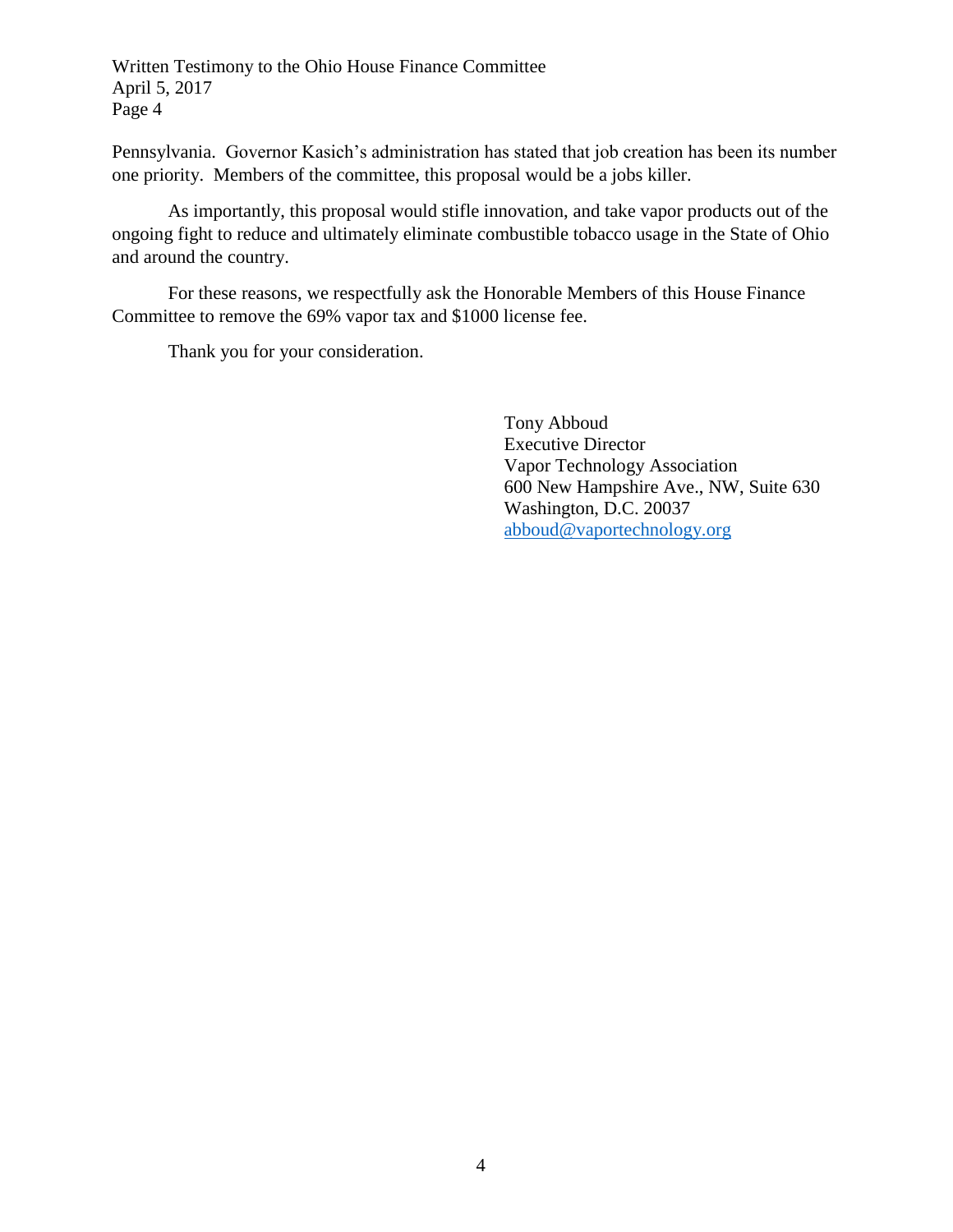Pennsylvania. Governor Kasich's administration has stated that job creation has been its number one priority. Members of the committee, this proposal would be a jobs killer.

As importantly, this proposal would stifle innovation, and take vapor products out of the ongoing fight to reduce and ultimately eliminate combustible tobacco usage in the State of Ohio and around the country.

For these reasons, we respectfully ask the Honorable Members of this House Finance Committee to remove the 69% vapor tax and $1000 license fee.

Thank you for your consideration.

Tony Abboud
Executive Director
Vapor Technology Association
600 New Hampshire Ave., NW, Suite 630
Washington, D.C. 20037
abboud@vaportechnology.org